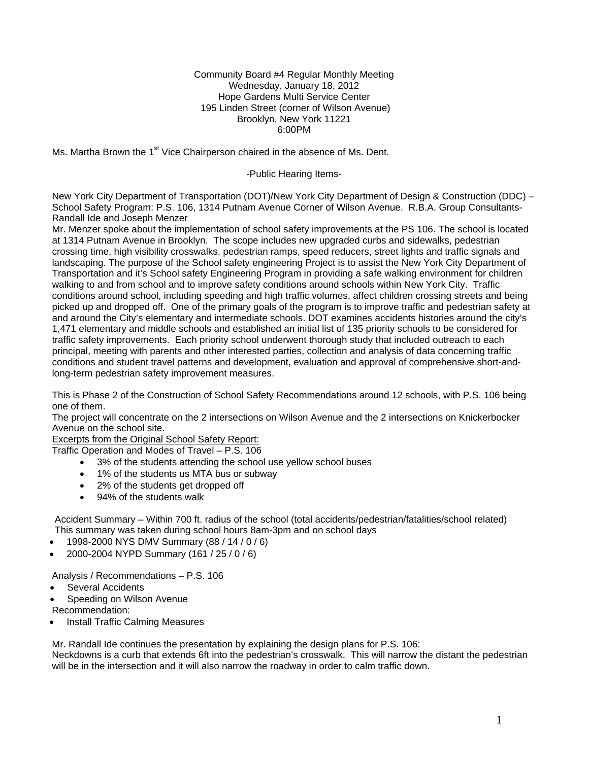Community Board #4 Regular Monthly Meeting
Wednesday, January 18, 2012
Hope Gardens Multi Service Center
195 Linden Street (corner of Wilson Avenue)
Brooklyn, New York 11221
6:00PM

Ms. Martha Brown the 1st Vice Chairperson chaired in the absence of Ms. Dent.

-Public Hearing Items-

New York City Department of Transportation (DOT)/New York City Department of Design & Construction (DDC) – School Safety Program: P.S. 106, 1314 Putnam Avenue Corner of Wilson Avenue. R.B.A. Group Consultants- Randall Ide and Joseph Menzer

Mr. Menzer spoke about the implementation of school safety improvements at the PS 106. The school is located at 1314 Putnam Avenue in Brooklyn. The scope includes new upgraded curbs and sidewalks, pedestrian crossing time, high visibility crosswalks, pedestrian ramps, speed reducers, street lights and traffic signals and landscaping. The purpose of the School safety engineering Project is to assist the New York City Department of Transportation and it's School safety Engineering Program in providing a safe walking environment for children walking to and from school and to improve safety conditions around schools within New York City. Traffic conditions around school, including speeding and high traffic volumes, affect children crossing streets and being picked up and dropped off. One of the primary goals of the program is to improve traffic and pedestrian safety at and around the City's elementary and intermediate schools. DOT examines accidents histories around the city's 1,471 elementary and middle schools and established an initial list of 135 priority schools to be considered for traffic safety improvements. Each priority school underwent thorough study that included outreach to each principal, meeting with parents and other interested parties, collection and analysis of data concerning traffic conditions and student travel patterns and development, evaluation and approval of comprehensive short-and-long-term pedestrian safety improvement measures.

This is Phase 2 of the Construction of School Safety Recommendations around 12 schools, with P.S. 106 being one of them.

The project will concentrate on the 2 intersections on Wilson Avenue and the 2 intersections on Knickerbocker Avenue on the school site.

Excerpts from the Original School Safety Report:

Traffic Operation and Modes of Travel – P.S. 106

- 3% of the students attending the school use yellow school buses
- 1% of the students us MTA bus or subway
- 2% of the students get dropped off
- 94% of the students walk

Accident Summary – Within 700 ft. radius of the school (total accidents/pedestrian/fatalities/school related)
This summary was taken during school hours 8am-3pm and on school days

- 1998-2000 NYS DMV Summary (88 / 14 / 0 / 6)
- 2000-2004 NYPD Summary (161 / 25 / 0 / 6)

Analysis / Recommendations – P.S. 106

- Several Accidents
- Speeding on Wilson Avenue

Recommendation:

- Install Traffic Calming Measures

Mr. Randall Ide continues the presentation by explaining the design plans for P.S. 106:

Neckdowns is a curb that extends 6ft into the pedestrian's crosswalk. This will narrow the distant the pedestrian will be in the intersection and it will also narrow the roadway in order to calm traffic down.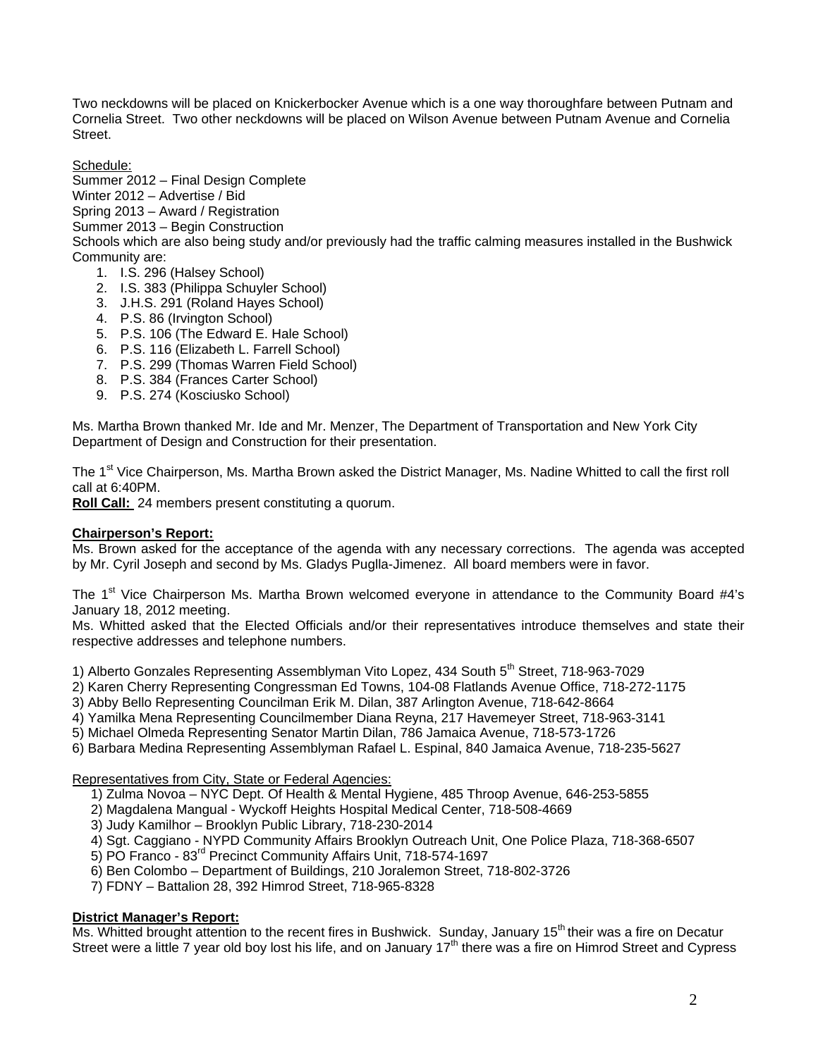Two neckdowns will be placed on Knickerbocker Avenue which is a one way thoroughfare between Putnam and Cornelia Street. Two other neckdowns will be placed on Wilson Avenue between Putnam Avenue and Cornelia Street.

Schedule:
Summer 2012 – Final Design Complete
Winter 2012 – Advertise / Bid
Spring 2013 – Award / Registration
Summer 2013 – Begin Construction
Schools which are also being study and/or previously had the traffic calming measures installed in the Bushwick Community are:

1. I.S. 296 (Halsey School)
2. I.S. 383 (Philippa Schuyler School)
3. J.H.S. 291 (Roland Hayes School)
4. P.S. 86 (Irvington School)
5. P.S. 106 (The Edward E. Hale School)
6. P.S. 116 (Elizabeth L. Farrell School)
7. P.S. 299 (Thomas Warren Field School)
8. P.S. 384 (Frances Carter School)
9. P.S. 274 (Kosciusko School)

Ms. Martha Brown thanked Mr. Ide and Mr. Menzer, The Department of Transportation and New York City Department of Design and Construction for their presentation.

The 1st Vice Chairperson, Ms. Martha Brown asked the District Manager, Ms. Nadine Whitted to call the first roll call at 6:40PM.

**Roll Call:** 24 members present constituting a quorum.

**Chairperson's Report:**

Ms. Brown asked for the acceptance of the agenda with any necessary corrections. The agenda was accepted by Mr. Cyril Joseph and second by Ms. Gladys Puglla-Jimenez. All board members were in favor.

The 1st Vice Chairperson Ms. Martha Brown welcomed everyone in attendance to the Community Board #4's January 18, 2012 meeting.

Ms. Whitted asked that the Elected Officials and/or their representatives introduce themselves and state their respective addresses and telephone numbers.

1) Alberto Gonzales Representing Assemblyman Vito Lopez, 434 South 5th Street, 718-963-7029
2) Karen Cherry Representing Congressman Ed Towns, 104-08 Flatlands Avenue Office, 718-272-1175
3) Abby Bello Representing Councilman Erik M. Dilan, 387 Arlington Avenue, 718-642-8664
4) Yamilka Mena Representing Councilmember Diana Reyna, 217 Havemeyer Street, 718-963-3141
5) Michael Olmeda Representing Senator Martin Dilan, 786 Jamaica Avenue, 718-573-1726
6) Barbara Medina Representing Assemblyman Rafael L. Espinal, 840 Jamaica Avenue, 718-235-5627

Representatives from City, State or Federal Agencies:

1) Zulma Novoa – NYC Dept. Of Health & Mental Hygiene, 485 Throop Avenue, 646-253-5855
2) Magdalena Mangual - Wyckoff Heights Hospital Medical Center, 718-508-4669
3) Judy Kamilhor – Brooklyn Public Library, 718-230-2014
4) Sgt. Caggiano - NYPD Community Affairs Brooklyn Outreach Unit, One Police Plaza, 718-368-6507
5) PO Franco - 83rd Precinct Community Affairs Unit, 718-574-1697
6) Ben Colombo – Department of Buildings, 210 Joralemon Street, 718-802-3726
7) FDNY – Battalion 28, 392 Himrod Street, 718-965-8328

**District Manager's Report:**

Ms. Whitted brought attention to the recent fires in Bushwick. Sunday, January 15th their was a fire on Decatur Street were a little 7 year old boy lost his life, and on January 17th there was a fire on Himrod Street and Cypress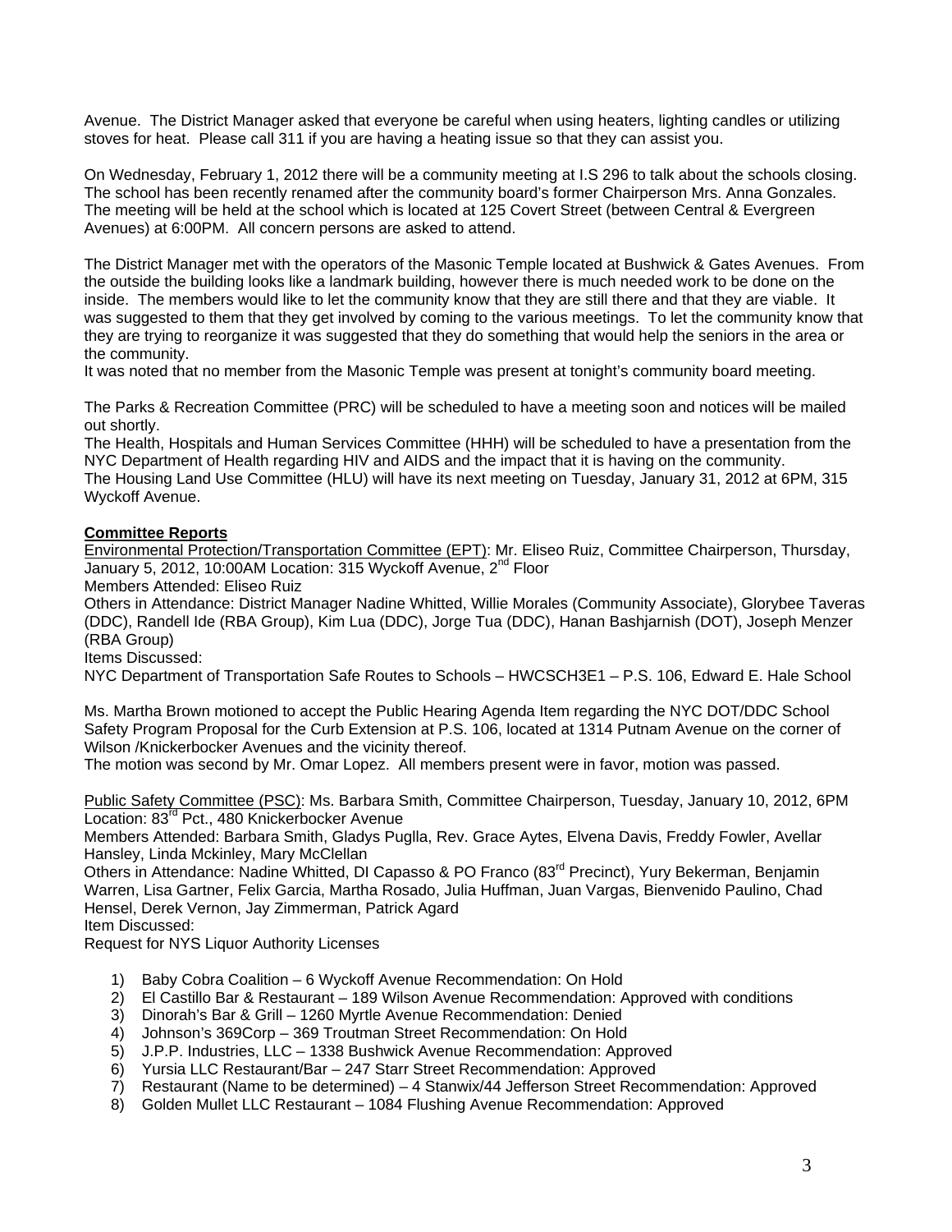Avenue. The District Manager asked that everyone be careful when using heaters, lighting candles or utilizing stoves for heat. Please call 311 if you are having a heating issue so that they can assist you.

On Wednesday, February 1, 2012 there will be a community meeting at I.S 296 to talk about the schools closing. The school has been recently renamed after the community board's former Chairperson Mrs. Anna Gonzales. The meeting will be held at the school which is located at 125 Covert Street (between Central & Evergreen Avenues) at 6:00PM. All concern persons are asked to attend.

The District Manager met with the operators of the Masonic Temple located at Bushwick & Gates Avenues. From the outside the building looks like a landmark building, however there is much needed work to be done on the inside. The members would like to let the community know that they are still there and that they are viable. It was suggested to them that they get involved by coming to the various meetings. To let the community know that they are trying to reorganize it was suggested that they do something that would help the seniors in the area or the community.
It was noted that no member from the Masonic Temple was present at tonight's community board meeting.

The Parks & Recreation Committee (PRC) will be scheduled to have a meeting soon and notices will be mailed out shortly.
The Health, Hospitals and Human Services Committee (HHH) will be scheduled to have a presentation from the NYC Department of Health regarding HIV and AIDS and the impact that it is having on the community.
The Housing Land Use Committee (HLU) will have its next meeting on Tuesday, January 31, 2012 at 6PM, 315 Wyckoff Avenue.

**Committee Reports**

Environmental Protection/Transportation Committee (EPT): Mr. Eliseo Ruiz, Committee Chairperson, Thursday, January 5, 2012, 10:00AM Location: 315 Wyckoff Avenue, 2nd Floor
Members Attended: Eliseo Ruiz
Others in Attendance: District Manager Nadine Whitted, Willie Morales (Community Associate), Glorybee Taveras (DDC), Randell Ide (RBA Group), Kim Lua (DDC), Jorge Tua (DDC), Hanan Bashjarnish (DOT), Joseph Menzer (RBA Group)
Items Discussed:
NYC Department of Transportation Safe Routes to Schools – HWCSCH3E1 – P.S. 106, Edward E. Hale School

Ms. Martha Brown motioned to accept the Public Hearing Agenda Item regarding the NYC DOT/DDC School Safety Program Proposal for the Curb Extension at P.S. 106, located at 1314 Putnam Avenue on the corner of Wilson /Knickerbocker Avenues and the vicinity thereof.
The motion was second by Mr. Omar Lopez. All members present were in favor, motion was passed.

Public Safety Committee (PSC): Ms. Barbara Smith, Committee Chairperson, Tuesday, January 10, 2012, 6PM Location: 83rd Pct., 480 Knickerbocker Avenue
Members Attended: Barbara Smith, Gladys Puglla, Rev. Grace Aytes, Elvena Davis, Freddy Fowler, Avellar Hansley, Linda Mckinley, Mary McClellan
Others in Attendance: Nadine Whitted, DI Capasso & PO Franco (83rd Precinct), Yury Bekerman, Benjamin Warren, Lisa Gartner, Felix Garcia, Martha Rosado, Julia Huffman, Juan Vargas, Bienvenido Paulino, Chad Hensel, Derek Vernon, Jay Zimmerman, Patrick Agard
Item Discussed:
Request for NYS Liquor Authority Licenses

1) Baby Cobra Coalition – 6 Wyckoff Avenue Recommendation: On Hold
2) El Castillo Bar & Restaurant – 189 Wilson Avenue Recommendation: Approved with conditions
3) Dinorah's Bar & Grill – 1260 Myrtle Avenue Recommendation: Denied
4) Johnson's 369Corp – 369 Troutman Street Recommendation: On Hold
5) J.P.P. Industries, LLC – 1338 Bushwick Avenue Recommendation: Approved
6) Yursia LLC Restaurant/Bar – 247 Starr Street Recommendation: Approved
7) Restaurant (Name to be determined) – 4 Stanwix/44 Jefferson Street Recommendation: Approved
8) Golden Mullet LLC Restaurant – 1084 Flushing Avenue Recommendation: Approved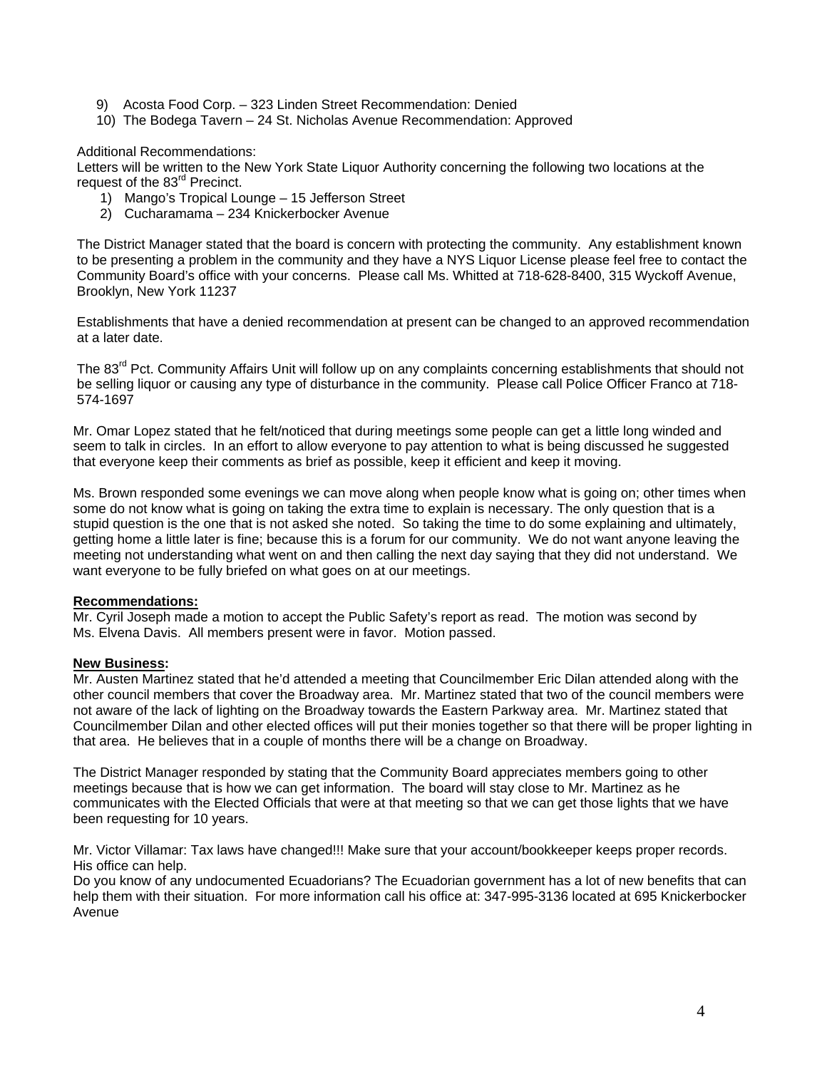9) Acosta Food Corp. – 323 Linden Street Recommendation: Denied
10) The Bodega Tavern – 24 St. Nicholas Avenue Recommendation: Approved

Additional Recommendations:
Letters will be written to the New York State Liquor Authority concerning the following two locations at the request of the 83rd Precinct.

1) Mango's Tropical Lounge – 15 Jefferson Street
2) Cucharamama – 234 Knickerbocker Avenue

The District Manager stated that the board is concern with protecting the community. Any establishment known to be presenting a problem in the community and they have a NYS Liquor License please feel free to contact the Community Board's office with your concerns. Please call Ms. Whitted at 718-628-8400, 315 Wyckoff Avenue, Brooklyn, New York 11237

Establishments that have a denied recommendation at present can be changed to an approved recommendation at a later date.

The 83rd Pct. Community Affairs Unit will follow up on any complaints concerning establishments that should not be selling liquor or causing any type of disturbance in the community. Please call Police Officer Franco at 718-574-1697

Mr. Omar Lopez stated that he felt/noticed that during meetings some people can get a little long winded and seem to talk in circles. In an effort to allow everyone to pay attention to what is being discussed he suggested that everyone keep their comments as brief as possible, keep it efficient and keep it moving.

Ms. Brown responded some evenings we can move along when people know what is going on; other times when some do not know what is going on taking the extra time to explain is necessary. The only question that is a stupid question is the one that is not asked she noted. So taking the time to do some explaining and ultimately, getting home a little later is fine; because this is a forum for our community. We do not want anyone leaving the meeting not understanding what went on and then calling the next day saying that they did not understand. We want everyone to be fully briefed on what goes on at our meetings.

**Recommendations:**
Mr. Cyril Joseph made a motion to accept the Public Safety's report as read. The motion was second by Ms. Elvena Davis. All members present were in favor. Motion passed.

**New Business:**
Mr. Austen Martinez stated that he'd attended a meeting that Councilmember Eric Dilan attended along with the other council members that cover the Broadway area. Mr. Martinez stated that two of the council members were not aware of the lack of lighting on the Broadway towards the Eastern Parkway area. Mr. Martinez stated that Councilmember Dilan and other elected offices will put their monies together so that there will be proper lighting in that area. He believes that in a couple of months there will be a change on Broadway.

The District Manager responded by stating that the Community Board appreciates members going to other meetings because that is how we can get information. The board will stay close to Mr. Martinez as he communicates with the Elected Officials that were at that meeting so that we can get those lights that we have been requesting for 10 years.

Mr. Victor Villamar: Tax laws have changed!!! Make sure that your account/bookkeeper keeps proper records. His office can help.
Do you know of any undocumented Ecuadorians? The Ecuadorian government has a lot of new benefits that can help them with their situation. For more information call his office at: 347-995-3136 located at 695 Knickerbocker Avenue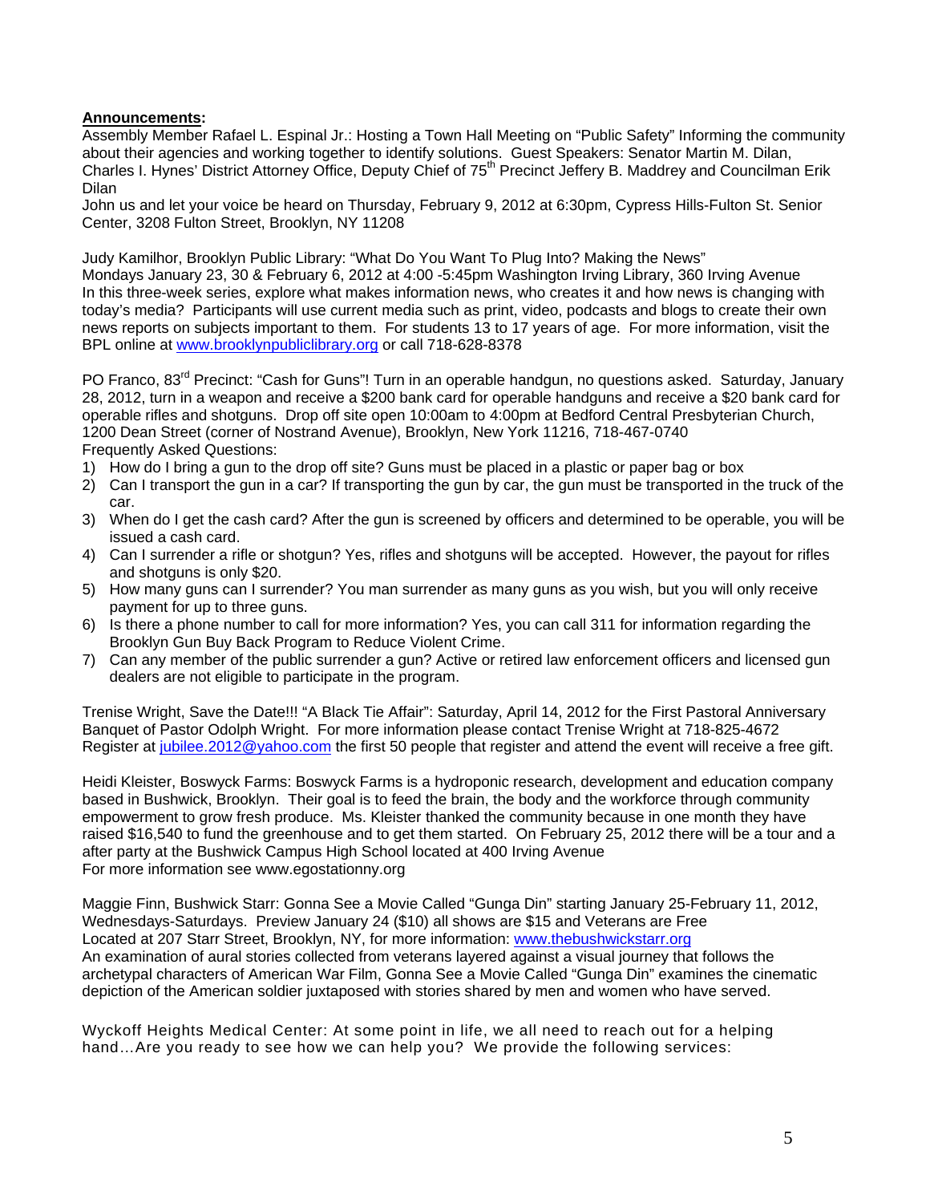**Announcements:**

Assembly Member Rafael L. Espinal Jr.: Hosting a Town Hall Meeting on "Public Safety" Informing the community about their agencies and working together to identify solutions. Guest Speakers: Senator Martin M. Dilan, Charles I. Hynes' District Attorney Office, Deputy Chief of 75th Precinct Jeffery B. Maddrey and Councilman Erik Dilan

John us and let your voice be heard on Thursday, February 9, 2012 at 6:30pm, Cypress Hills-Fulton St. Senior Center, 3208 Fulton Street, Brooklyn, NY 11208

Judy Kamilhor, Brooklyn Public Library: "What Do You Want To Plug Into? Making the News"
Mondays January 23, 30 & February 6, 2012 at 4:00 -5:45pm Washington Irving Library, 360 Irving Avenue
In this three-week series, explore what makes information news, who creates it and how news is changing with today's media? Participants will use current media such as print, video, podcasts and blogs to create their own news reports on subjects important to them. For students 13 to 17 years of age. For more information, visit the BPL online at www.brooklynpubliclibrary.org or call 718-628-8378

PO Franco, 83rd Precinct: "Cash for Guns"! Turn in an operable handgun, no questions asked. Saturday, January 28, 2012, turn in a weapon and receive a $200 bank card for operable handguns and receive a $20 bank card for operable rifles and shotguns. Drop off site open 10:00am to 4:00pm at Bedford Central Presbyterian Church, 1200 Dean Street (corner of Nostrand Avenue), Brooklyn, New York 11216, 718-467-0740
Frequently Asked Questions:

1) How do I bring a gun to the drop off site? Guns must be placed in a plastic or paper bag or box
2) Can I transport the gun in a car? If transporting the gun by car, the gun must be transported in the truck of the car.
3) When do I get the cash card? After the gun is screened by officers and determined to be operable, you will be issued a cash card.
4) Can I surrender a rifle or shotgun? Yes, rifles and shotguns will be accepted. However, the payout for rifles and shotguns is only $20.
5) How many guns can I surrender? You man surrender as many guns as you wish, but you will only receive payment for up to three guns.
6) Is there a phone number to call for more information? Yes, you can call 311 for information regarding the Brooklyn Gun Buy Back Program to Reduce Violent Crime.
7) Can any member of the public surrender a gun? Active or retired law enforcement officers and licensed gun dealers are not eligible to participate in the program.

Trenise Wright, Save the Date!!! "A Black Tie Affair": Saturday, April 14, 2012 for the First Pastoral Anniversary Banquet of Pastor Odolph Wright. For more information please contact Trenise Wright at 718-825-4672
Register at jubilee.2012@yahoo.com the first 50 people that register and attend the event will receive a free gift.

Heidi Kleister, Boswyck Farms: Boswyck Farms is a hydroponic research, development and education company based in Bushwick, Brooklyn. Their goal is to feed the brain, the body and the workforce through community empowerment to grow fresh produce. Ms. Kleister thanked the community because in one month they have raised $16,540 to fund the greenhouse and to get them started. On February 25, 2012 there will be a tour and a after party at the Bushwick Campus High School located at 400 Irving Avenue
For more information see www.egostationny.org

Maggie Finn, Bushwick Starr: Gonna See a Movie Called "Gunga Din" starting January 25-February 11, 2012, Wednesdays-Saturdays. Preview January 24 ($10) all shows are $15 and Veterans are Free
Located at 207 Starr Street, Brooklyn, NY, for more information: www.thebushwickstarr.org
An examination of aural stories collected from veterans layered against a visual journey that follows the archetypal characters of American War Film, Gonna See a Movie Called "Gunga Din" examines the cinematic depiction of the American soldier juxtaposed with stories shared by men and women who have served.

Wyckoff Heights Medical Center: At some point in life, we all need to reach out for a helping hand…Are you ready to see how we can help you? We provide the following services: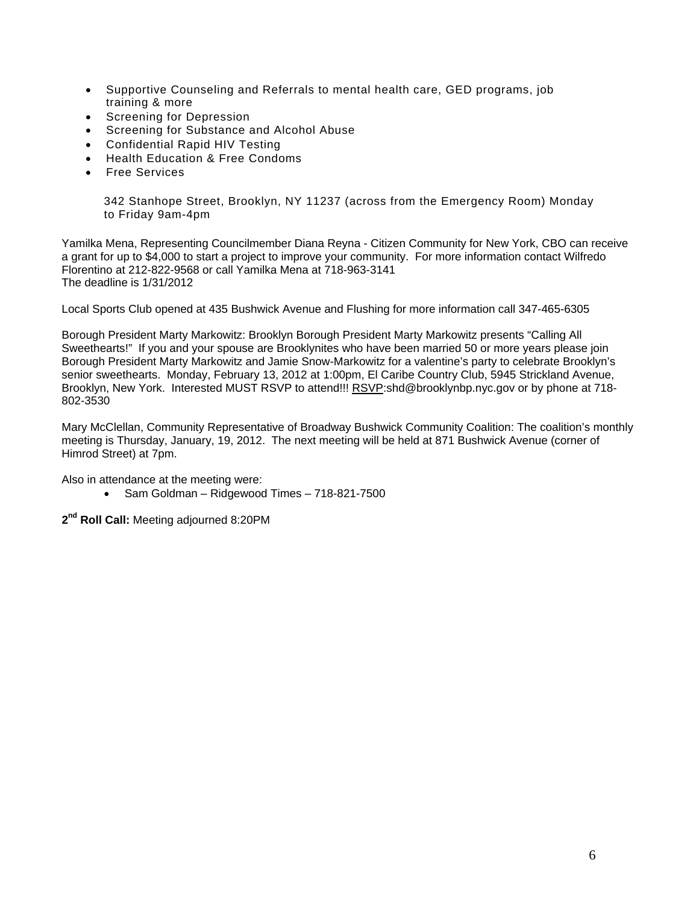- Supportive Counseling and Referrals to mental health care, GED programs, job training & more
- Screening for Depression
- Screening for Substance and Alcohol Abuse
- Confidential Rapid HIV Testing
- Health Education & Free Condoms
- Free Services

342 Stanhope Street, Brooklyn, NY 11237 (across from the Emergency Room) Monday to Friday 9am-4pm

Yamilka Mena, Representing Councilmember Diana Reyna - Citizen Community for New York, CBO can receive a grant for up to $4,000 to start a project to improve your community. For more information contact Wilfredo Florentino at 212-822-9568 or call Yamilka Mena at 718-963-3141
The deadline is 1/31/2012

Local Sports Club opened at 435 Bushwick Avenue and Flushing for more information call 347-465-6305

Borough President Marty Markowitz: Brooklyn Borough President Marty Markowitz presents "Calling All Sweethearts!" If you and your spouse are Brooklynites who have been married 50 or more years please join Borough President Marty Markowitz and Jamie Snow-Markowitz for a valentine's party to celebrate Brooklyn's senior sweethearts. Monday, February 13, 2012 at 1:00pm, El Caribe Country Club, 5945 Strickland Avenue, Brooklyn, New York. Interested MUST RSVP to attend!!! RSVP:shd@brooklynbp.nyc.gov or by phone at 718-802-3530

Mary McClellan, Community Representative of Broadway Bushwick Community Coalition: The coalition's monthly meeting is Thursday, January, 19, 2012. The next meeting will be held at 871 Bushwick Avenue (corner of Himrod Street) at 7pm.

Also in attendance at the meeting were:

- Sam Goldman – Ridgewood Times – 718-821-7500

**2nd Roll Call:** Meeting adjourned 8:20PM